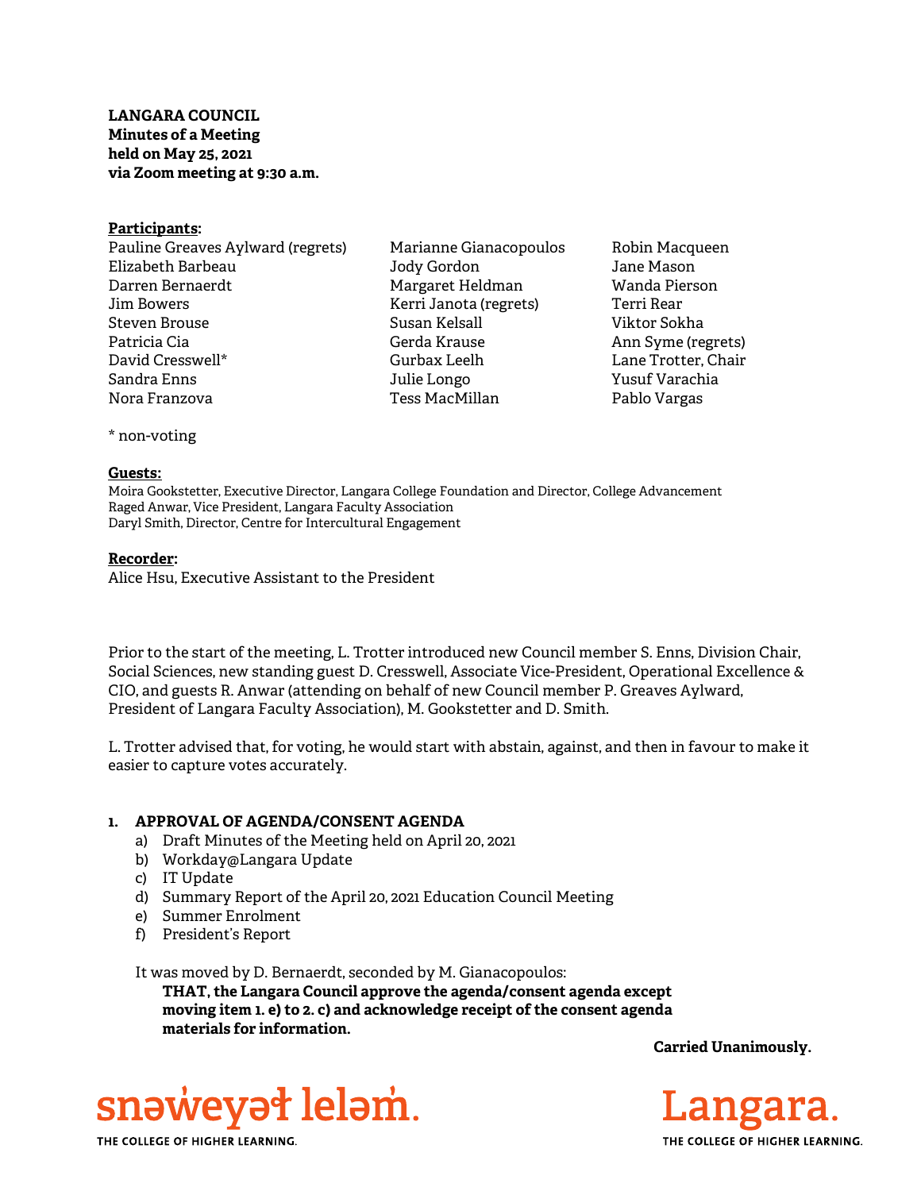**LANGARA COUNCIL**
**Minutes of a Meeting**
**held on May 25, 2021**
**via Zoom meeting at 9:30 a.m.**

**Participants:**

Pauline Greaves Aylward (regrets)
Elizabeth Barbeau
Darren Bernaerdt
Jim Bowers
Steven Brouse
Patricia Cia
David Cresswell*
Sandra Enns
Nora Franzova
Marianne Gianacopoulos
Jody Gordon
Margaret Heldman
Kerri Janota (regrets)
Susan Kelsall
Gerda Krause
Gurbax Leelh
Julie Longo
Tess MacMillan
Robin Macqueen
Jane Mason
Wanda Pierson
Terri Rear
Viktor Sokha
Ann Syme (regrets)
Lane Trotter, Chair
Yusuf Varachia
Pablo Vargas

* non-voting

**Guests:**

Moira Gookstetter, Executive Director, Langara College Foundation and Director, College Advancement
Raged Anwar, Vice President, Langara Faculty Association
Daryl Smith, Director, Centre for Intercultural Engagement

**Recorder:**

Alice Hsu, Executive Assistant to the President

Prior to the start of the meeting, L. Trotter introduced new Council member S. Enns, Division Chair, Social Sciences, new standing guest D. Cresswell, Associate Vice-President, Operational Excellence & CIO, and guests R. Anwar (attending on behalf of new Council member P. Greaves Aylward, President of Langara Faculty Association), M. Gookstetter and D. Smith.

L. Trotter advised that, for voting, he would start with abstain, against, and then in favour to make it easier to capture votes accurately.

## 1. APPROVAL OF AGENDA/CONSENT AGENDA

a) Draft Minutes of the Meeting held on April 20, 2021
b) Workday@Langara Update
c) IT Update
d) Summary Report of the April 20, 2021 Education Council Meeting
e) Summer Enrolment
f) President's Report

It was moved by D. Bernaerdt, seconded by M. Gianacopoulos:

**THAT, the Langara Council approve the agenda/consent agenda except moving item 1. e) to 2. c) and acknowledge receipt of the consent agenda materials for information.**

**Carried Unanimously.**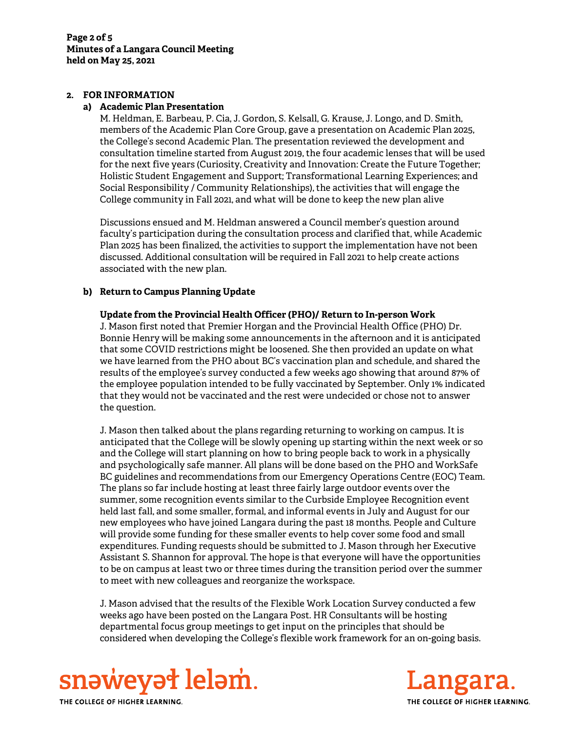## 2. FOR INFORMATION

### a) Academic Plan Presentation

M. Heldman, E. Barbeau, P. Cia, J. Gordon, S. Kelsall, G. Krause, J. Longo, and D. Smith, members of the Academic Plan Core Group, gave a presentation on Academic Plan 2025, the College's second Academic Plan. The presentation reviewed the development and consultation timeline started from August 2019, the four academic lenses that will be used for the next five years (Curiosity, Creativity and Innovation: Create the Future Together; Holistic Student Engagement and Support; Transformational Learning Experiences; and Social Responsibility / Community Relationships), the activities that will engage the College community in Fall 2021, and what will be done to keep the new plan alive

Discussions ensued and M. Heldman answered a Council member's question around faculty's participation during the consultation process and clarified that, while Academic Plan 2025 has been finalized, the activities to support the implementation have not been discussed. Additional consultation will be required in Fall 2021 to help create actions associated with the new plan.

### b) Return to Campus Planning Update

**Update from the Provincial Health Officer (PHO)/ Return to In-person Work**

J. Mason first noted that Premier Horgan and the Provincial Health Office (PHO) Dr. Bonnie Henry will be making some announcements in the afternoon and it is anticipated that some COVID restrictions might be loosened. She then provided an update on what we have learned from the PHO about BC's vaccination plan and schedule, and shared the results of the employee's survey conducted a few weeks ago showing that around 87% of the employee population intended to be fully vaccinated by September. Only 1% indicated that they would not be vaccinated and the rest were undecided or chose not to answer the question.

J. Mason then talked about the plans regarding returning to working on campus. It is anticipated that the College will be slowly opening up starting within the next week or so and the College will start planning on how to bring people back to work in a physically and psychologically safe manner. All plans will be done based on the PHO and WorkSafe BC guidelines and recommendations from our Emergency Operations Centre (EOC) Team. The plans so far include hosting at least three fairly large outdoor events over the summer, some recognition events similar to the Curbside Employee Recognition event held last fall, and some smaller, formal, and informal events in July and August for our new employees who have joined Langara during the past 18 months. People and Culture will provide some funding for these smaller events to help cover some food and small expenditures. Funding requests should be submitted to J. Mason through her Executive Assistant S. Shannon for approval. The hope is that everyone will have the opportunities to be on campus at least two or three times during the transition period over the summer to meet with new colleagues and reorganize the workspace.

J. Mason advised that the results of the Flexible Work Location Survey conducted a few weeks ago have been posted on the Langara Post. HR Consultants will be hosting departmental focus group meetings to get input on the principles that should be considered when developing the College's flexible work framework for an on-going basis.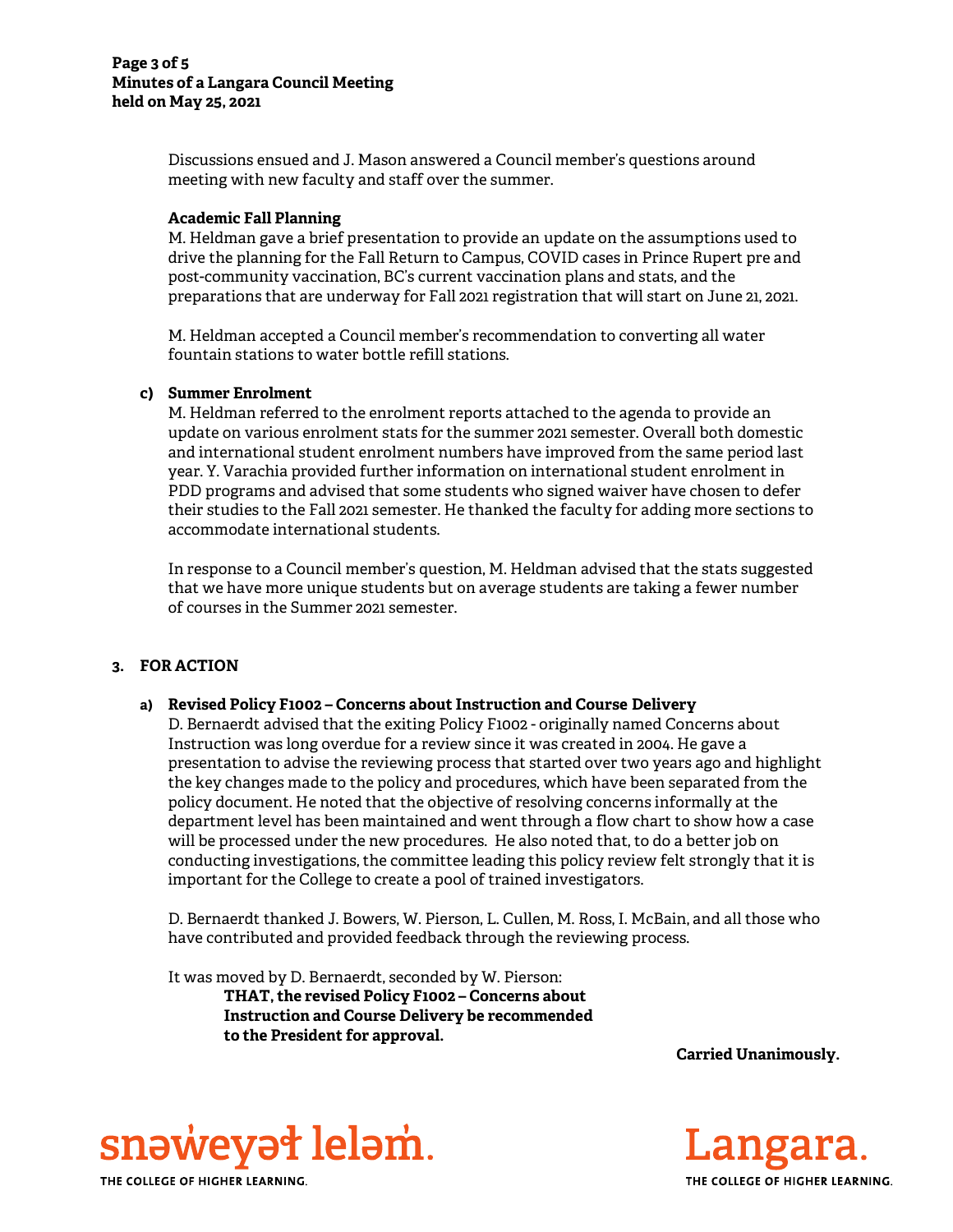Discussions ensued and J. Mason answered a Council member's questions around meeting with new faculty and staff over the summer.

**Academic Fall Planning**

M. Heldman gave a brief presentation to provide an update on the assumptions used to drive the planning for the Fall Return to Campus, COVID cases in Prince Rupert pre and post-community vaccination, BC's current vaccination plans and stats, and the preparations that are underway for Fall 2021 registration that will start on June 21, 2021.

M. Heldman accepted a Council member's recommendation to converting all water fountain stations to water bottle refill stations.

**c) Summer Enrolment**

M. Heldman referred to the enrolment reports attached to the agenda to provide an update on various enrolment stats for the summer 2021 semester. Overall both domestic and international student enrolment numbers have improved from the same period last year. Y. Varachia provided further information on international student enrolment in PDD programs and advised that some students who signed waiver have chosen to defer their studies to the Fall 2021 semester. He thanked the faculty for adding more sections to accommodate international students.

In response to a Council member's question, M. Heldman advised that the stats suggested that we have more unique students but on average students are taking a fewer number of courses in the Summer 2021 semester.

## 3. FOR ACTION

**a) Revised Policy F1002 – Concerns about Instruction and Course Delivery**

D. Bernaerdt advised that the exiting Policy F1002 - originally named Concerns about Instruction was long overdue for a review since it was created in 2004. He gave a presentation to advise the reviewing process that started over two years ago and highlight the key changes made to the policy and procedures, which have been separated from the policy document. He noted that the objective of resolving concerns informally at the department level has been maintained and went through a flow chart to show how a case will be processed under the new procedures. He also noted that, to do a better job on conducting investigations, the committee leading this policy review felt strongly that it is important for the College to create a pool of trained investigators.

D. Bernaerdt thanked J. Bowers, W. Pierson, L. Cullen, M. Ross, I. McBain, and all those who have contributed and provided feedback through the reviewing process.

It was moved by D. Bernaerdt, seconded by W. Pierson:

> **THAT, the revised Policy F1002 – Concerns about Instruction and Course Delivery be recommended to the President for approval.**

**Carried Unanimously.**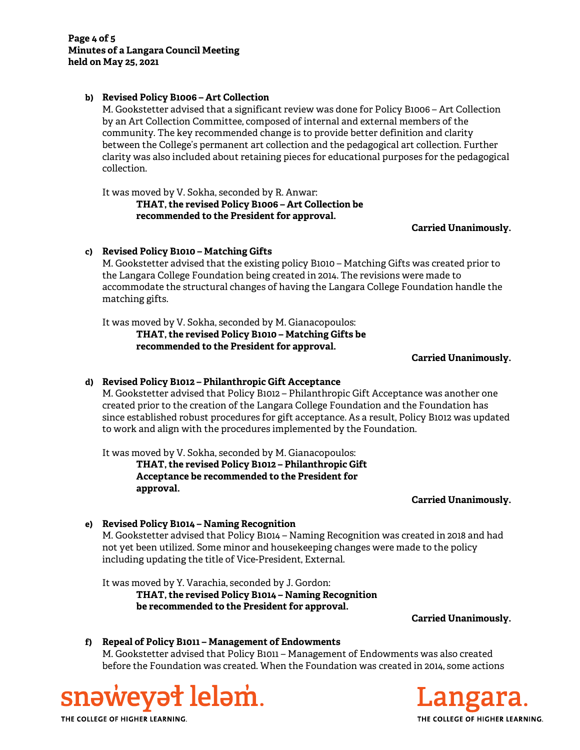**b) Revised Policy B1006 – Art Collection**

M. Gookstetter advised that a significant review was done for Policy B1006 – Art Collection by an Art Collection Committee, composed of internal and external members of the community. The key recommended change is to provide better definition and clarity between the College's permanent art collection and the pedagogical art collection. Further clarity was also included about retaining pieces for educational purposes for the pedagogical collection.

It was moved by V. Sokha, seconded by R. Anwar:

**THAT, the revised Policy B1006 – Art Collection be recommended to the President for approval.**

**Carried Unanimously.**

**c) Revised Policy B1010 – Matching Gifts**

M. Gookstetter advised that the existing policy B1010 – Matching Gifts was created prior to the Langara College Foundation being created in 2014. The revisions were made to accommodate the structural changes of having the Langara College Foundation handle the matching gifts.

It was moved by V. Sokha, seconded by M. Gianacopoulos:

**THAT, the revised Policy B1010 – Matching Gifts be recommended to the President for approval.**

**Carried Unanimously.**

**d) Revised Policy B1012 – Philanthropic Gift Acceptance**

M. Gookstetter advised that Policy B1012 – Philanthropic Gift Acceptance was another one created prior to the creation of the Langara College Foundation and the Foundation has since established robust procedures for gift acceptance. As a result, Policy B1012 was updated to work and align with the procedures implemented by the Foundation.

It was moved by V. Sokha, seconded by M. Gianacopoulos:

**THAT, the revised Policy B1012 – Philanthropic Gift Acceptance be recommended to the President for approval.**

**Carried Unanimously.**

**e) Revised Policy B1014 – Naming Recognition**

M. Gookstetter advised that Policy B1014 – Naming Recognition was created in 2018 and had not yet been utilized. Some minor and housekeeping changes were made to the policy including updating the title of Vice-President, External.

It was moved by Y. Varachia, seconded by J. Gordon:

**THAT, the revised Policy B1014 – Naming Recognition be recommended to the President for approval.**

**Carried Unanimously.**

**f) Repeal of Policy B1011 – Management of Endowments**

M. Gookstetter advised that Policy B1011 – Management of Endowments was also created before the Foundation was created. When the Foundation was created in 2014, some actions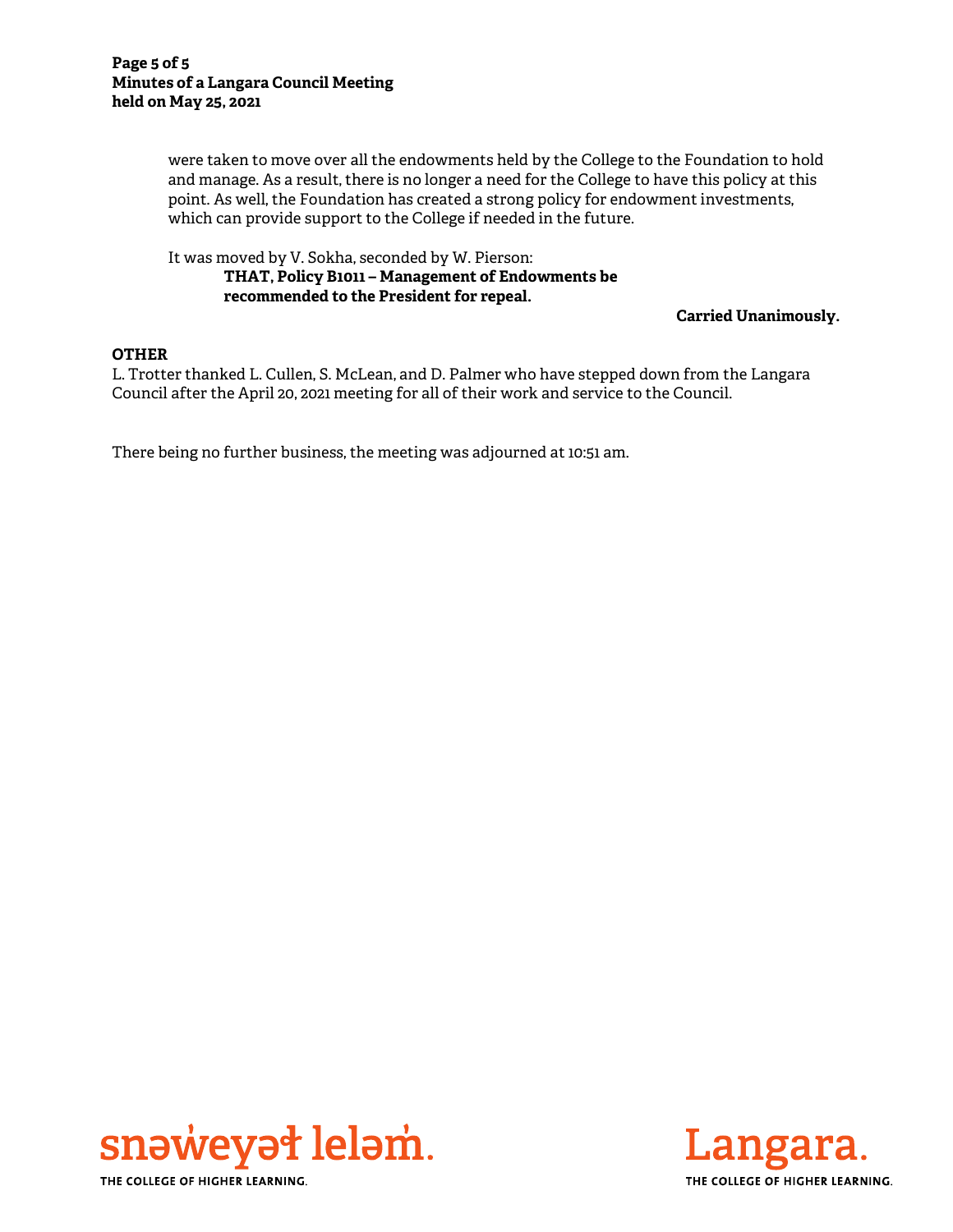were taken to move over all the endowments held by the College to the Foundation to hold and manage. As a result, there is no longer a need for the College to have this policy at this point. As well, the Foundation has created a strong policy for endowment investments, which can provide support to the College if needed in the future.

It was moved by V. Sokha, seconded by W. Pierson:

**THAT, Policy B1011 – Management of Endowments be recommended to the President for repeal.**

**Carried Unanimously.**

**OTHER**

L. Trotter thanked L. Cullen, S. McLean, and D. Palmer who have stepped down from the Langara Council after the April 20, 2021 meeting for all of their work and service to the Council.

There being no further business, the meeting was adjourned at 10:51 am.

snəw̓eyəɬ leləm̓.
THE COLLEGE OF HIGHER LEARNING.

Langara.
THE COLLEGE OF HIGHER LEARNING.